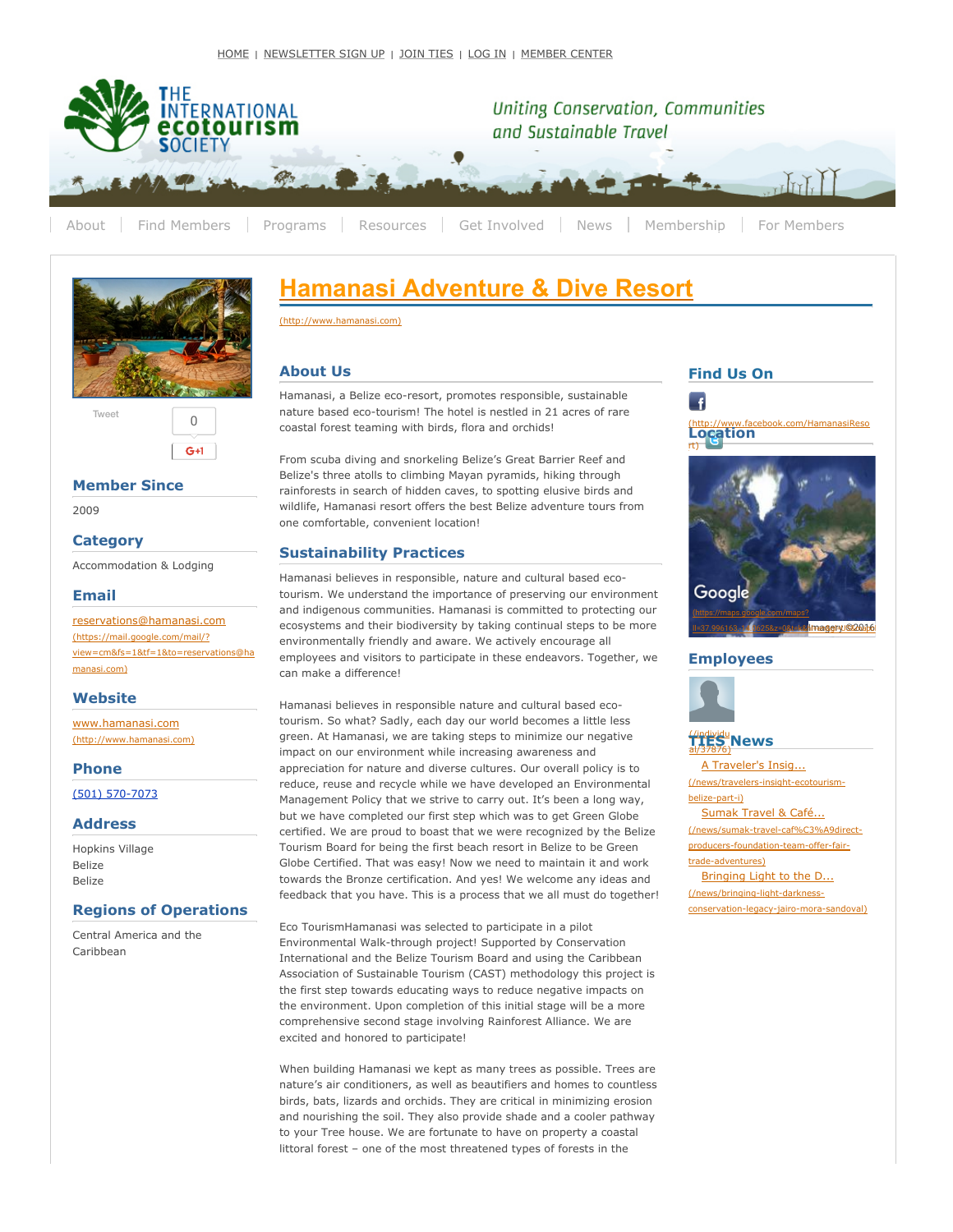HOME | NEWSLETTER SIGN UP | JOIN TIES | LOG IN | MEMBER CENTER

THE INTERNATIONAL ecotourism SOCIETY

*Uniting Conservation, Communities and Sustainable Travel*

About | Find Members | Programs | Resources | Get Involved | News | Membership | For Members

# Hamanasi Adventure & Dive Resort

(http://www.hamanasi.com)

Tweet 0 G+1

## Member Since

2009

## Category

Accommodation & Lodging

## Email

reservations@hamanasi.com (https://mail.google.com/mail/?view=cm&fs=1&tf=1&to=reservations@hamanasi.com)

## Website

www.hamanasi.com (http://www.hamanasi.com)

## Phone

(501) 570-7073

## Address

Hopkins Village
Belize
Belize

## Regions of Operations

Central America and the Caribbean

## About Us

Hamanasi, a Belize eco-resort, promotes responsible, sustainable nature based eco-tourism! The hotel is nestled in 21 acres of rare coastal forest teaming with birds, flora and orchids!

From scuba diving and snorkeling Belize's Great Barrier Reef and Belize's three atolls to climbing Mayan pyramids, hiking through rainforests in search of hidden caves, to spotting elusive birds and wildlife, Hamanasi resort offers the best Belize adventure tours from one comfortable, convenient location!

## Sustainability Practices

Hamanasi believes in responsible, nature and cultural based eco-tourism. We understand the importance of preserving our environment and indigenous communities. Hamanasi is committed to protecting our ecosystems and their biodiversity by taking continual steps to be more environmentally friendly and aware. We actively encourage all employees and visitors to participate in these endeavors. Together, we can make a difference!

Hamanasi believes in responsible nature and cultural based eco-tourism. So what? Sadly, each day our world becomes a little less green. At Hamanasi, we are taking steps to minimize our negative impact on our environment while increasing awareness and appreciation for nature and diverse cultures. Our overall policy is to reduce, reuse and recycle while we have developed an Environmental Management Policy that we strive to carry out. It's been a long way, but we have completed our first step which was to get Green Globe certified. We are proud to boast that we were recognized by the Belize Tourism Board for being the first beach resort in Belize to be Green Globe Certified. That was easy! Now we need to maintain it and work towards the Bronze certification. And yes! We welcome any ideas and feedback that you have. This is a process that we all must do together!

Eco TourismHamanasi was selected to participate in a pilot Environmental Walk-through project! Supported by Conservation International and the Belize Tourism Board and using the Caribbean Association of Sustainable Tourism (CAST) methodology this project is the first step towards educating ways to reduce negative impacts on the environment. Upon completion of this initial stage will be a more comprehensive second stage involving Rainforest Alliance. We are excited and honored to participate!

When building Hamanasi we kept as many trees as possible. Trees are nature's air conditioners, as well as beautifiers and homes to countless birds, bats, lizards and orchids. They are critical in minimizing erosion and nourishing the soil. They also provide shade and a cooler pathway to your Tree house. We are fortunate to have on property a coastal littoral forest – one of the most threatened types of forests in the

## Find Us On

(http://www.facebook.com/HamanasiResort)

## Location

Google (https://maps.google.com/maps?ll=37.996163-1...) Imagery ©2016

## Employees

(/individual/37876)

## TIES News

A Traveler's Insig... (/news/travelers-insight-ecotourism-belize-part-i)

Sumak Travel & Café... (/news/sumak-travel-caf%C3%A9direct-producers-foundation-team-offer-fair-trade-adventures)

Bringing Light to the D... (/news/bringing-light-darkness-conservation-legacy-jairo-mora-sandoval)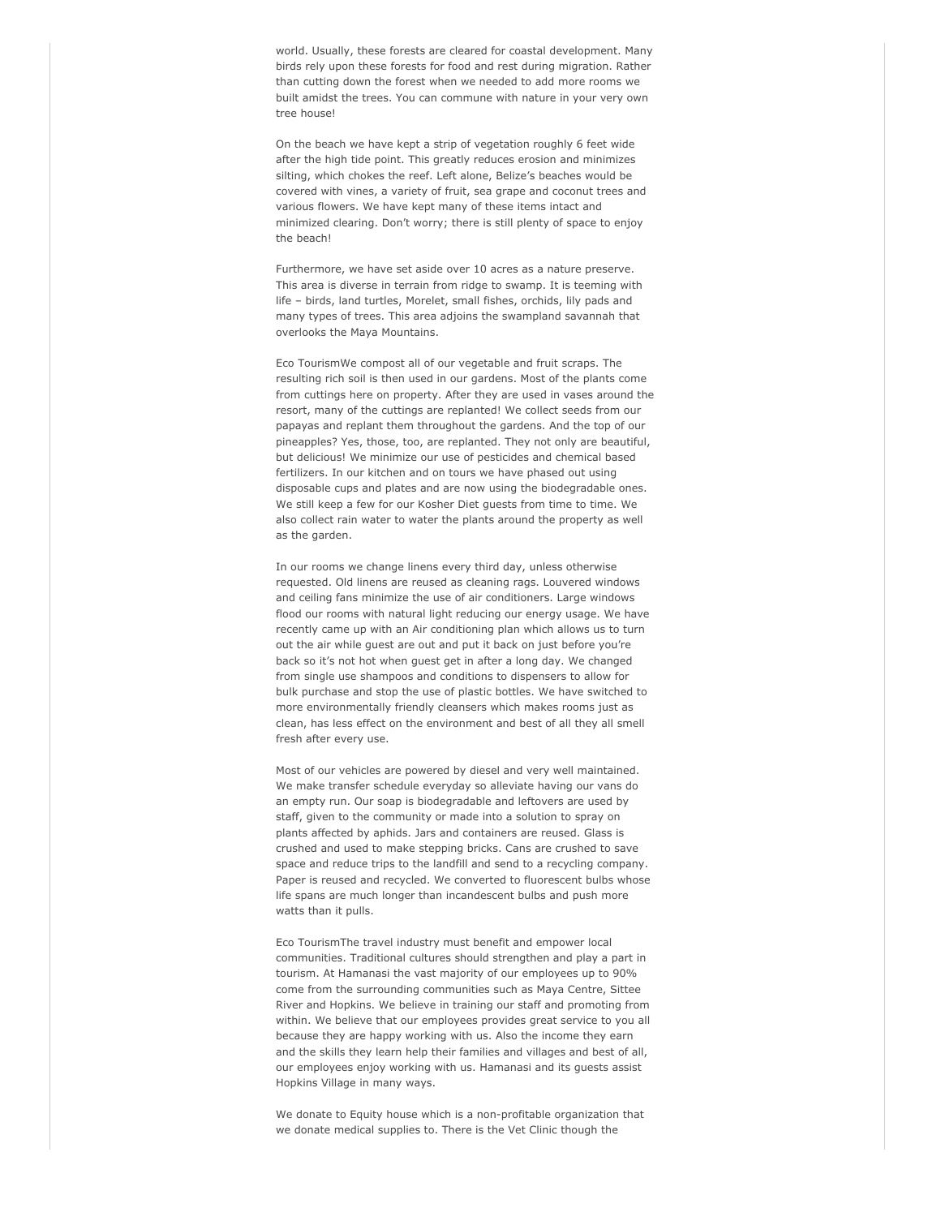world. Usually, these forests are cleared for coastal development. Many birds rely upon these forests for food and rest during migration. Rather than cutting down the forest when we needed to add more rooms we built amidst the trees. You can commune with nature in your very own tree house!

On the beach we have kept a strip of vegetation roughly 6 feet wide after the high tide point. This greatly reduces erosion and minimizes silting, which chokes the reef. Left alone, Belize's beaches would be covered with vines, a variety of fruit, sea grape and coconut trees and various flowers. We have kept many of these items intact and minimized clearing. Don't worry; there is still plenty of space to enjoy the beach!

Furthermore, we have set aside over 10 acres as a nature preserve. This area is diverse in terrain from ridge to swamp. It is teeming with life – birds, land turtles, Morelet, small fishes, orchids, lily pads and many types of trees. This area adjoins the swampland savannah that overlooks the Maya Mountains.

Eco TourismWe compost all of our vegetable and fruit scraps. The resulting rich soil is then used in our gardens. Most of the plants come from cuttings here on property. After they are used in vases around the resort, many of the cuttings are replanted! We collect seeds from our papayas and replant them throughout the gardens. And the top of our pineapples? Yes, those, too, are replanted. They not only are beautiful, but delicious! We minimize our use of pesticides and chemical based fertilizers. In our kitchen and on tours we have phased out using disposable cups and plates and are now using the biodegradable ones. We still keep a few for our Kosher Diet guests from time to time. We also collect rain water to water the plants around the property as well as the garden.

In our rooms we change linens every third day, unless otherwise requested. Old linens are reused as cleaning rags. Louvered windows and ceiling fans minimize the use of air conditioners. Large windows flood our rooms with natural light reducing our energy usage. We have recently came up with an Air conditioning plan which allows us to turn out the air while guest are out and put it back on just before you're back so it's not hot when guest get in after a long day. We changed from single use shampoos and conditions to dispensers to allow for bulk purchase and stop the use of plastic bottles. We have switched to more environmentally friendly cleansers which makes rooms just as clean, has less effect on the environment and best of all they all smell fresh after every use.

Most of our vehicles are powered by diesel and very well maintained. We make transfer schedule everyday so alleviate having our vans do an empty run. Our soap is biodegradable and leftovers are used by staff, given to the community or made into a solution to spray on plants affected by aphids. Jars and containers are reused. Glass is crushed and used to make stepping bricks. Cans are crushed to save space and reduce trips to the landfill and send to a recycling company. Paper is reused and recycled. We converted to fluorescent bulbs whose life spans are much longer than incandescent bulbs and push more watts than it pulls.

Eco TourismThe travel industry must benefit and empower local communities. Traditional cultures should strengthen and play a part in tourism. At Hamanasi the vast majority of our employees up to 90% come from the surrounding communities such as Maya Centre, Sittee River and Hopkins. We believe in training our staff and promoting from within. We believe that our employees provides great service to you all because they are happy working with us. Also the income they earn and the skills they learn help their families and villages and best of all, our employees enjoy working with us. Hamanasi and its guests assist Hopkins Village in many ways.

We donate to Equity house which is a non-profitable organization that we donate medical supplies to. There is the Vet Clinic though the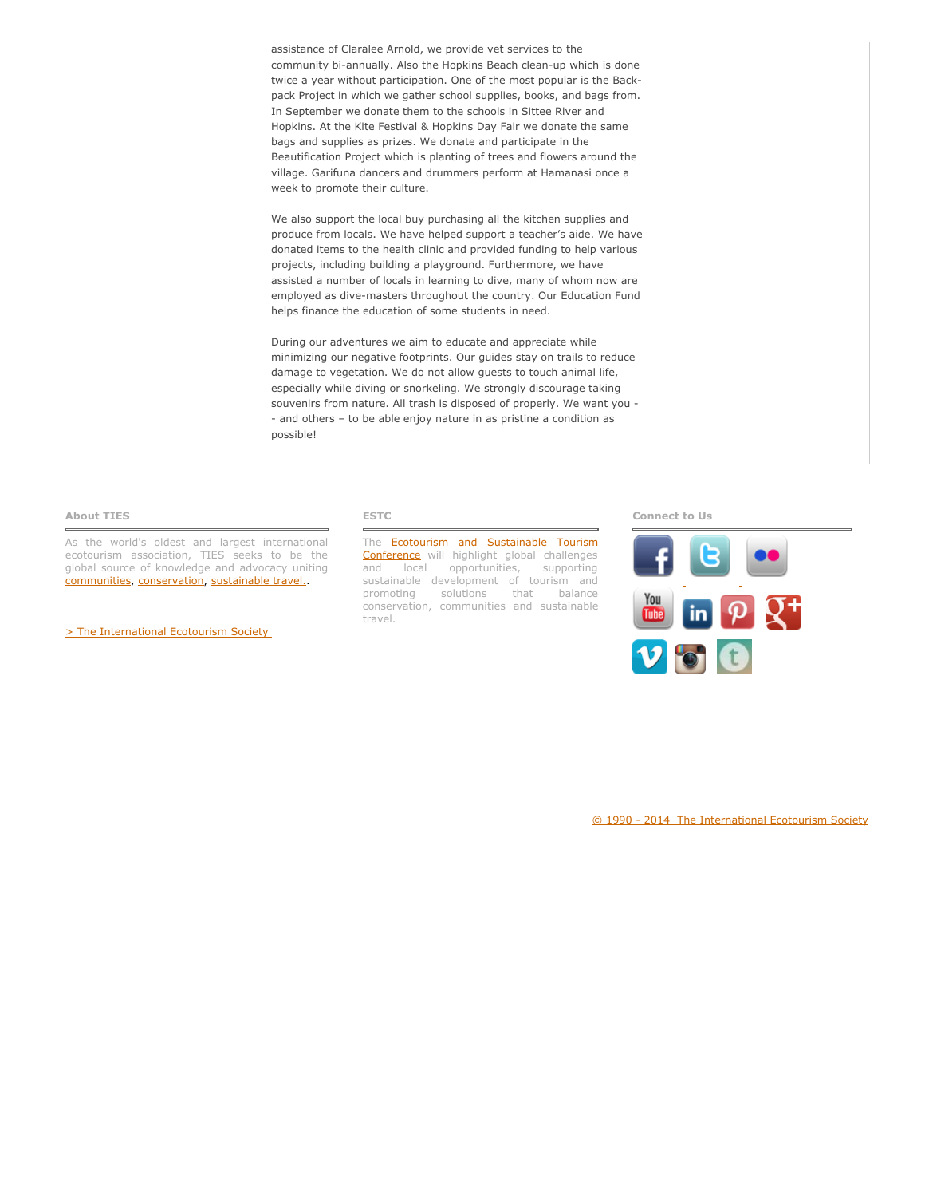assistance of Claralee Arnold, we provide vet services to the community bi-annually. Also the Hopkins Beach clean-up which is done twice a year without participation. One of the most popular is the Back-pack Project in which we gather school supplies, books, and bags from. In September we donate them to the schools in Sittee River and Hopkins. At the Kite Festival & Hopkins Day Fair we donate the same bags and supplies as prizes. We donate and participate in the Beautification Project which is planting of trees and flowers around the village. Garifuna dancers and drummers perform at Hamanasi once a week to promote their culture.

We also support the local buy purchasing all the kitchen supplies and produce from locals. We have helped support a teacher's aide. We have donated items to the health clinic and provided funding to help various projects, including building a playground. Furthermore, we have assisted a number of locals in learning to dive, many of whom now are employed as dive-masters throughout the country. Our Education Fund helps finance the education of some students in need.

During our adventures we aim to educate and appreciate while minimizing our negative footprints. Our guides stay on trails to reduce damage to vegetation. We do not allow guests to touch animal life, especially while diving or snorkeling. We strongly discourage taking souvenirs from nature. All trash is disposed of properly. We want you -- and others – to be able enjoy nature in as pristine a condition as possible!

### About TIES

As the world's oldest and largest international ecotourism association, TIES seeks to be the global source of knowledge and advocacy uniting communities, conservation, sustainable travel..

> The International Ecotourism Society

### ESTC

The Ecotourism and Sustainable Tourism Conference will highlight global challenges and local opportunities, supporting sustainable development of tourism and promoting solutions that balance conservation, communities and sustainable travel.

### Connect to Us

© 1990 - 2014 The International Ecotourism Society